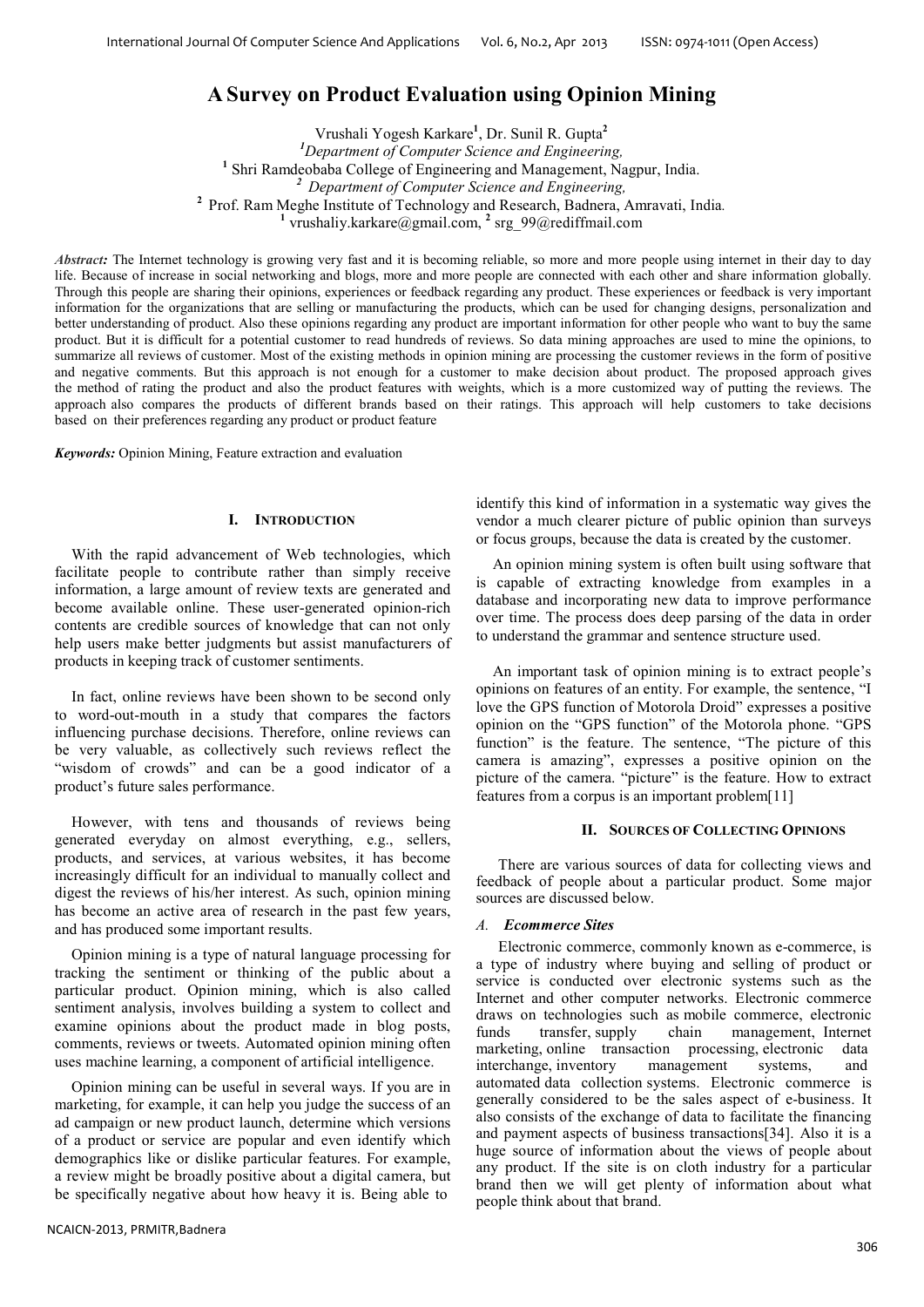# A Survey on Product Evaluation using Opinion Mining

Vrushali Yogesh Karkare[1], Dr. Sunil R. Gupta[2]

[1]Department of Computer Science and Engineering,
[1] Shri Ramdeobaba College of Engineering and Management, Nagpur, India.
[2] Department of Computer Science and Engineering,
[2] Prof. Ram Meghe Institute of Technology and Research, Badnera, Amravati, India.
[1] vrushaliy.karkare@gmail.com, [2] srg_99@rediffmail.com

***Abstract:*** The Internet technology is growing very fast and it is becoming reliable, so more and more people using internet in their day to day life. Because of increase in social networking and blogs, more and more people are connected with each other and share information globally. Through this people are sharing their opinions, experiences or feedback regarding any product. These experiences or feedback is very important information for the organizations that are selling or manufacturing the products, which can be used for changing designs, personalization and better understanding of product. Also these opinions regarding any product are important information for other people who want to buy the same product. But it is difficult for a potential customer to read hundreds of reviews. So data mining approaches are used to mine the opinions, to summarize all reviews of customer. Most of the existing methods in opinion mining are processing the customer reviews in the form of positive and negative comments. But this approach is not enough for a customer to make decision about product. The proposed approach gives the method of rating the product and also the product features with weights, which is a more customized way of putting the reviews. The approach also compares the products of different brands based on their ratings. This approach will help customers to take decisions based on their preferences regarding any product or product feature

***Keywords:*** Opinion Mining, Feature extraction and evaluation

## I. INTRODUCTION

With the rapid advancement of Web technologies, which facilitate people to contribute rather than simply receive information, a large amount of review texts are generated and become available online. These user-generated opinion-rich contents are credible sources of knowledge that can not only help users make better judgments but assist manufacturers of products in keeping track of customer sentiments.

In fact, online reviews have been shown to be second only to word-out-mouth in a study that compares the factors influencing purchase decisions. Therefore, online reviews can be very valuable, as collectively such reviews reflect the "wisdom of crowds" and can be a good indicator of a product's future sales performance.

However, with tens and thousands of reviews being generated everyday on almost everything, e.g., sellers, products, and services, at various websites, it has become increasingly difficult for an individual to manually collect and digest the reviews of his/her interest. As such, opinion mining has become an active area of research in the past few years, and has produced some important results.

Opinion mining is a type of natural language processing for tracking the sentiment or thinking of the public about a particular product. Opinion mining, which is also called sentiment analysis, involves building a system to collect and examine opinions about the product made in blog posts, comments, reviews or tweets. Automated opinion mining often uses machine learning, a component of artificial intelligence.

Opinion mining can be useful in several ways. If you are in marketing, for example, it can help you judge the success of an ad campaign or new product launch, determine which versions of a product or service are popular and even identify which demographics like or dislike particular features. For example, a review might be broadly positive about a digital camera, but be specifically negative about how heavy it is. Being able to identify this kind of information in a systematic way gives the vendor a much clearer picture of public opinion than surveys or focus groups, because the data is created by the customer.

An opinion mining system is often built using software that is capable of extracting knowledge from examples in a database and incorporating new data to improve performance over time. The process does deep parsing of the data in order to understand the grammar and sentence structure used.

An important task of opinion mining is to extract people's opinions on features of an entity. For example, the sentence, "I love the GPS function of Motorola Droid" expresses a positive opinion on the "GPS function" of the Motorola phone. "GPS function" is the feature. The sentence, "The picture of this camera is amazing", expresses a positive opinion on the picture of the camera. "picture" is the feature. How to extract features from a corpus is an important problem[11]

## II. SOURCES OF COLLECTING OPINIONS

There are various sources of data for collecting views and feedback of people about a particular product. Some major sources are discussed below.

### *A. Ecommerce Sites*

Electronic commerce, commonly known as e-commerce, is a type of industry where buying and selling of product or service is conducted over electronic systems such as the Internet and other computer networks. Electronic commerce draws on technologies such as mobile commerce, electronic funds transfer, supply chain management, Internet marketing, online transaction processing, electronic data interchange, inventory management systems, and automated data collection systems. Electronic commerce is generally considered to be the sales aspect of e-business. It also consists of the exchange of data to facilitate the financing and payment aspects of business transactions[34]. Also it is a huge source of information about the views of people about any product. If the site is on cloth industry for a particular brand then we will get plenty of information about what people think about that brand.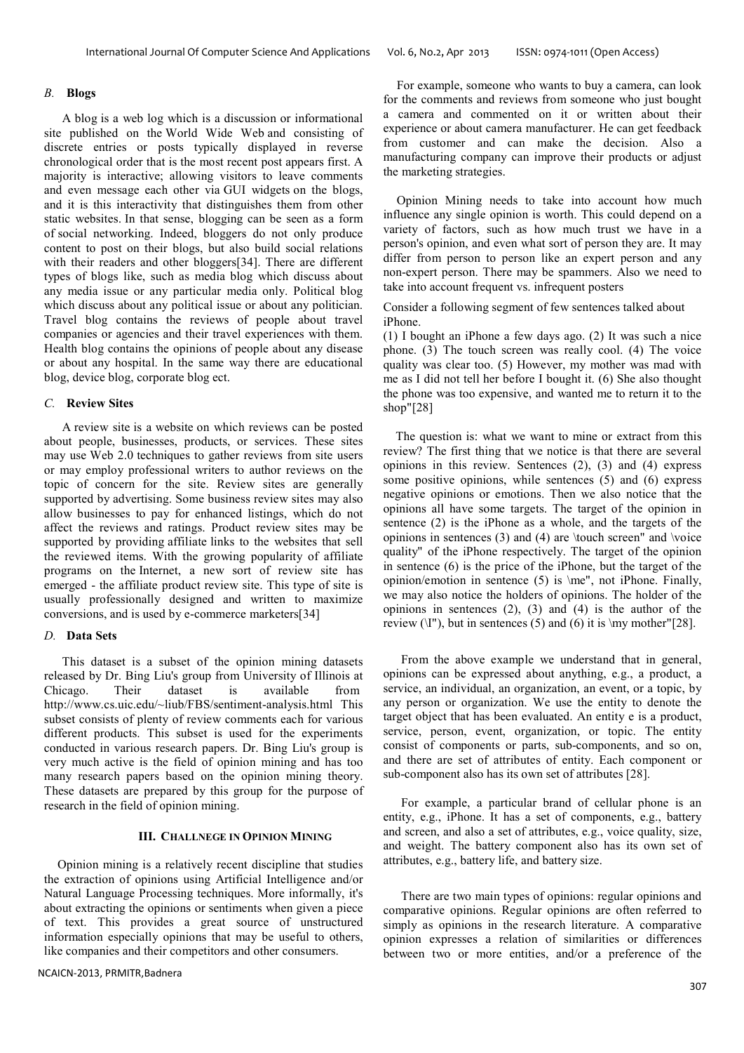### *B.* Blogs

A blog is a web log which is a discussion or informational site published on the World Wide Web and consisting of discrete entries or posts typically displayed in reverse chronological order that is the most recent post appears first. A majority is interactive; allowing visitors to leave comments and even message each other via GUI widgets on the blogs, and it is this interactivity that distinguishes them from other static websites. In that sense, blogging can be seen as a form of social networking. Indeed, bloggers do not only produce content to post on their blogs, but also build social relations with their readers and other bloggers[34]. There are different types of blogs like, such as media blog which discuss about any media issue or any particular media only. Political blog which discuss about any political issue or about any politician. Travel blog contains the reviews of people about travel companies or agencies and their travel experiences with them. Health blog contains the opinions of people about any disease or about any hospital. In the same way there are educational blog, device blog, corporate blog ect.

### *C.* Review Sites

A review site is a website on which reviews can be posted about people, businesses, products, or services. These sites may use Web 2.0 techniques to gather reviews from site users or may employ professional writers to author reviews on the topic of concern for the site. Review sites are generally supported by advertising. Some business review sites may also allow businesses to pay for enhanced listings, which do not affect the reviews and ratings. Product review sites may be supported by providing affiliate links to the websites that sell the reviewed items. With the growing popularity of affiliate programs on the Internet, a new sort of review site has emerged - the affiliate product review site. This type of site is usually professionally designed and written to maximize conversions, and is used by e-commerce marketers[34]

### *D.* Data Sets

This dataset is a subset of the opinion mining datasets released by Dr. Bing Liu's group from University of Illinois at Chicago. Their dataset is available from http://www.cs.uic.edu/~liub/FBS/sentiment-analysis.html This subset consists of plenty of review comments each for various different products. This subset is used for the experiments conducted in various research papers. Dr. Bing Liu's group is very much active is the field of opinion mining and has too many research papers based on the opinion mining theory. These datasets are prepared by this group for the purpose of research in the field of opinion mining.

## III. Challnege in Opinion Mining

Opinion mining is a relatively recent discipline that studies the extraction of opinions using Artificial Intelligence and/or Natural Language Processing techniques. More informally, it's about extracting the opinions or sentiments when given a piece of text. This provides a great source of unstructured information especially opinions that may be useful to others, like companies and their competitors and other consumers.

For example, someone who wants to buy a camera, can look for the comments and reviews from someone who just bought a camera and commented on it or written about their experience or about camera manufacturer. He can get feedback from customer and can make the decision. Also a manufacturing company can improve their products or adjust the marketing strategies.

Opinion Mining needs to take into account how much influence any single opinion is worth. This could depend on a variety of factors, such as how much trust we have in a person's opinion, and even what sort of person they are. It may differ from person to person like an expert person and any non-expert person. There may be spammers. Also we need to take into account frequent vs. infrequent posters

Consider a following segment of few sentences talked about iPhone.

(1) I bought an iPhone a few days ago. (2) It was such a nice phone. (3) The touch screen was really cool. (4) The voice quality was clear too. (5) However, my mother was mad with me as I did not tell her before I bought it. (6) She also thought the phone was too expensive, and wanted me to return it to the shop"[28]

The question is: what we want to mine or extract from this review? The first thing that we notice is that there are several opinions in this review. Sentences (2), (3) and (4) express some positive opinions, while sentences (5) and (6) express negative opinions or emotions. Then we also notice that the opinions all have some targets. The target of the opinion in sentence (2) is the iPhone as a whole, and the targets of the opinions in sentences (3) and (4) are \touch screen" and \voice quality" of the iPhone respectively. The target of the opinion in sentence (6) is the price of the iPhone, but the target of the opinion/emotion in sentence (5) is \me", not iPhone. Finally, we may also notice the holders of opinions. The holder of the opinions in sentences (2), (3) and (4) is the author of the review (\I"), but in sentences (5) and (6) it is \my mother"[28].

From the above example we understand that in general, opinions can be expressed about anything, e.g., a product, a service, an individual, an organization, an event, or a topic, by any person or organization. We use the entity to denote the target object that has been evaluated. An entity e is a product, service, person, event, organization, or topic. The entity consist of components or parts, sub-components, and so on, and there are set of attributes of entity. Each component or sub-component also has its own set of attributes [28].

For example, a particular brand of cellular phone is an entity, e.g., iPhone. It has a set of components, e.g., battery and screen, and also a set of attributes, e.g., voice quality, size, and weight. The battery component also has its own set of attributes, e.g., battery life, and battery size.

There are two main types of opinions: regular opinions and comparative opinions. Regular opinions are often referred to simply as opinions in the research literature. A comparative opinion expresses a relation of similarities or differences between two or more entities, and/or a preference of the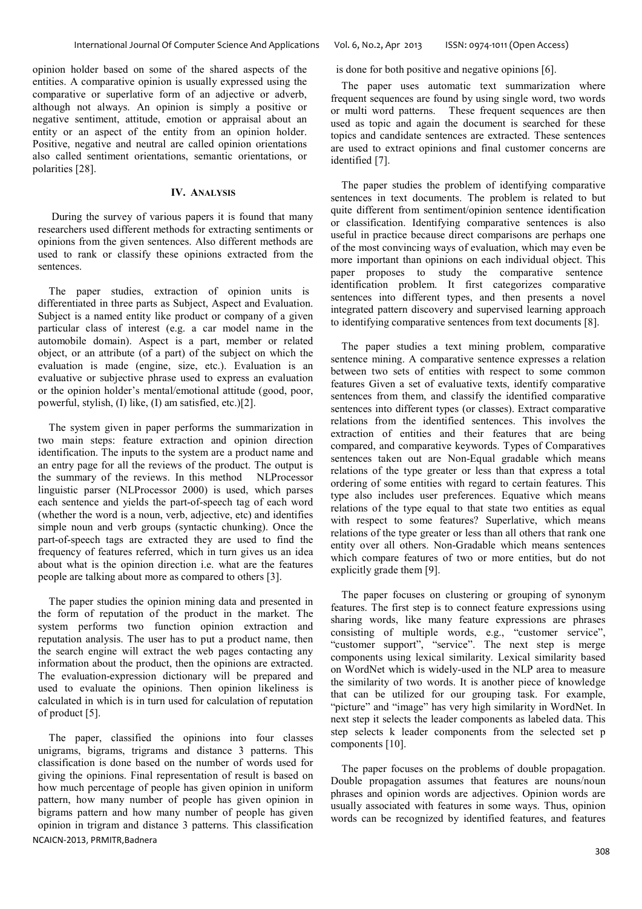opinion holder based on some of the shared aspects of the entities. A comparative opinion is usually expressed using the comparative or superlative form of an adjective or adverb, although not always. An opinion is simply a positive or negative sentiment, attitude, emotion or appraisal about an entity or an aspect of the entity from an opinion holder. Positive, negative and neutral are called opinion orientations also called sentiment orientations, semantic orientations, or polarities [28].

## IV. ANALYSIS

During the survey of various papers it is found that many researchers used different methods for extracting sentiments or opinions from the given sentences. Also different methods are used to rank or classify these opinions extracted from the sentences.

The paper studies, extraction of opinion units is differentiated in three parts as Subject, Aspect and Evaluation. Subject is a named entity like product or company of a given particular class of interest (e.g. a car model name in the automobile domain). Aspect is a part, member or related object, or an attribute (of a part) of the subject on which the evaluation is made (engine, size, etc.). Evaluation is an evaluative or subjective phrase used to express an evaluation or the opinion holder's mental/emotional attitude (good, poor, powerful, stylish, (I) like, (I) am satisfied, etc.)[2].

The system given in paper performs the summarization in two main steps: feature extraction and opinion direction identification. The inputs to the system are a product name and an entry page for all the reviews of the product. The output is the summary of the reviews. In this method NLProcessor linguistic parser (NLProcessor 2000) is used, which parses each sentence and yields the part-of-speech tag of each word (whether the word is a noun, verb, adjective, etc) and identifies simple noun and verb groups (syntactic chunking). Once the part-of-speech tags are extracted they are used to find the frequency of features referred, which in turn gives us an idea about what is the opinion direction i.e. what are the features people are talking about more as compared to others [3].

The paper studies the opinion mining data and presented in the form of reputation of the product in the market. The system performs two function opinion extraction and reputation analysis. The user has to put a product name, then the search engine will extract the web pages contacting any information about the product, then the opinions are extracted. The evaluation-expression dictionary will be prepared and used to evaluate the opinions. Then opinion likeliness is calculated in which is in turn used for calculation of reputation of product [5].

The paper, classified the opinions into four classes unigrams, bigrams, trigrams and distance 3 patterns. This classification is done based on the number of words used for giving the opinions. Final representation of result is based on how much percentage of people has given opinion in uniform pattern, how many number of people has given opinion in bigrams pattern and how many number of people has given opinion in trigram and distance 3 patterns. This classification is done for both positive and negative opinions [6].

The paper uses automatic text summarization where frequent sequences are found by using single word, two words or multi word patterns. These frequent sequences are then used as topic and again the document is searched for these topics and candidate sentences are extracted. These sentences are used to extract opinions and final customer concerns are identified [7].

The paper studies the problem of identifying comparative sentences in text documents. The problem is related to but quite different from sentiment/opinion sentence identification or classification. Identifying comparative sentences is also useful in practice because direct comparisons are perhaps one of the most convincing ways of evaluation, which may even be more important than opinions on each individual object. This paper proposes to study the comparative sentence identification problem. It first categorizes comparative sentences into different types, and then presents a novel integrated pattern discovery and supervised learning approach to identifying comparative sentences from text documents [8].

The paper studies a text mining problem, comparative sentence mining. A comparative sentence expresses a relation between two sets of entities with respect to some common features Given a set of evaluative texts, identify comparative sentences from them, and classify the identified comparative sentences into different types (or classes). Extract comparative relations from the identified sentences. This involves the extraction of entities and their features that are being compared, and comparative keywords. Types of Comparatives sentences taken out are Non-Equal gradable which means relations of the type greater or less than that express a total ordering of some entities with regard to certain features. This type also includes user preferences. Equative which means relations of the type equal to that state two entities as equal with respect to some features? Superlative, which means relations of the type greater or less than all others that rank one entity over all others. Non-Gradable which means sentences which compare features of two or more entities, but do not explicitly grade them [9].

The paper focuses on clustering or grouping of synonym features. The first step is to connect feature expressions using sharing words, like many feature expressions are phrases consisting of multiple words, e.g., "customer service", "customer support", "service". The next step is merge components using lexical similarity. Lexical similarity based on WordNet which is widely-used in the NLP area to measure the similarity of two words. It is another piece of knowledge that can be utilized for our grouping task. For example, "picture" and "image" has very high similarity in WordNet. In next step it selects the leader components as labeled data. This step selects k leader components from the selected set p components [10].

The paper focuses on the problems of double propagation. Double propagation assumes that features are nouns/noun phrases and opinion words are adjectives. Opinion words are usually associated with features in some ways. Thus, opinion words can be recognized by identified features, and features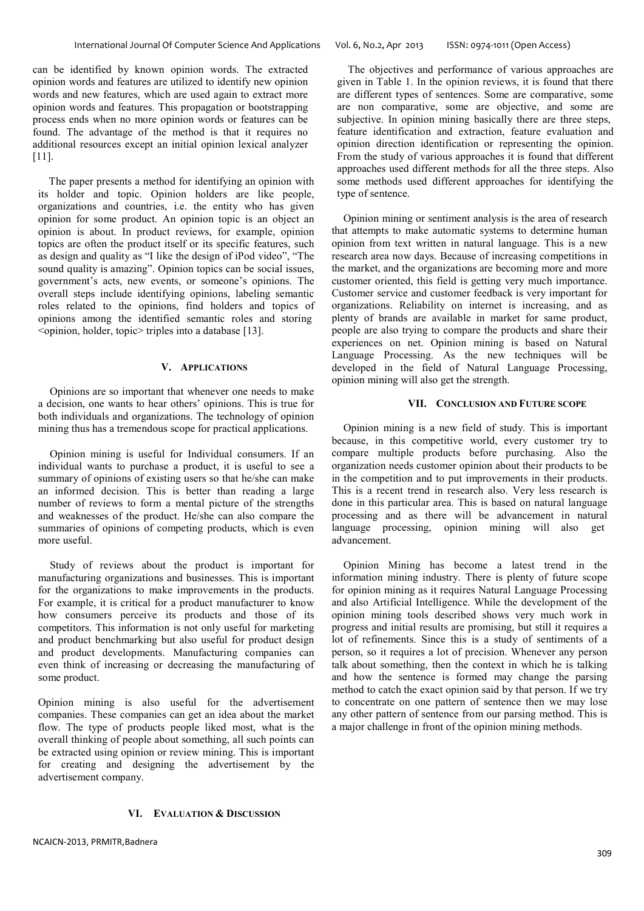can be identified by known opinion words. The extracted opinion words and features are utilized to identify new opinion words and new features, which are used again to extract more opinion words and features. This propagation or bootstrapping process ends when no more opinion words or features can be found. The advantage of the method is that it requires no additional resources except an initial opinion lexical analyzer [11].

The paper presents a method for identifying an opinion with its holder and topic. Opinion holders are like people, organizations and countries, i.e. the entity who has given opinion for some product. An opinion topic is an object an opinion is about. In product reviews, for example, opinion topics are often the product itself or its specific features, such as design and quality as "I like the design of iPod video", "The sound quality is amazing". Opinion topics can be social issues, government's acts, new events, or someone's opinions. The overall steps include identifying opinions, labeling semantic roles related to the opinions, find holders and topics of opinions among the identified semantic roles and storing <opinion, holder, topic> triples into a database [13].

## V. Applications

Opinions are so important that whenever one needs to make a decision, one wants to hear others' opinions. This is true for both individuals and organizations. The technology of opinion mining thus has a tremendous scope for practical applications.

Opinion mining is useful for Individual consumers. If an individual wants to purchase a product, it is useful to see a summary of opinions of existing users so that he/she can make an informed decision. This is better than reading a large number of reviews to form a mental picture of the strengths and weaknesses of the product. He/she can also compare the summaries of opinions of competing products, which is even more useful.

Study of reviews about the product is important for manufacturing organizations and businesses. This is important for the organizations to make improvements in the products. For example, it is critical for a product manufacturer to know how consumers perceive its products and those of its competitors. This information is not only useful for marketing and product benchmarking but also useful for product design and product developments. Manufacturing companies can even think of increasing or decreasing the manufacturing of some product.

Opinion mining is also useful for the advertisement companies. These companies can get an idea about the market flow. The type of products people liked most, what is the overall thinking of people about something, all such points can be extracted using opinion or review mining. This is important for creating and designing the advertisement by the advertisement company.

## VI. Evaluation & Discussion

The objectives and performance of various approaches are given in Table 1. In the opinion reviews, it is found that there are different types of sentences. Some are comparative, some are non comparative, some are objective, and some are subjective. In opinion mining basically there are three steps, feature identification and extraction, feature evaluation and opinion direction identification or representing the opinion. From the study of various approaches it is found that different approaches used different methods for all the three steps. Also some methods used different approaches for identifying the type of sentence.

Opinion mining or sentiment analysis is the area of research that attempts to make automatic systems to determine human opinion from text written in natural language. This is a new research area now days. Because of increasing competitions in the market, and the organizations are becoming more and more customer oriented, this field is getting very much importance. Customer service and customer feedback is very important for organizations. Reliability on internet is increasing, and as plenty of brands are available in market for same product, people are also trying to compare the products and share their experiences on net. Opinion mining is based on Natural Language Processing. As the new techniques will be developed in the field of Natural Language Processing, opinion mining will also get the strength.

## VII. Conclusion and Future scope

Opinion mining is a new field of study. This is important because, in this competitive world, every customer try to compare multiple products before purchasing. Also the organization needs customer opinion about their products to be in the competition and to put improvements in their products. This is a recent trend in research also. Very less research is done in this particular area. This is based on natural language processing and as there will be advancement in natural language processing, opinion mining will also get advancement.

Opinion Mining has become a latest trend in the information mining industry. There is plenty of future scope for opinion mining as it requires Natural Language Processing and also Artificial Intelligence. While the development of the opinion mining tools described shows very much work in progress and initial results are promising, but still it requires a lot of refinements. Since this is a study of sentiments of a person, so it requires a lot of precision. Whenever any person talk about something, then the context in which he is talking and how the sentence is formed may change the parsing method to catch the exact opinion said by that person. If we try to concentrate on one pattern of sentence then we may lose any other pattern of sentence from our parsing method. This is a major challenge in front of the opinion mining methods.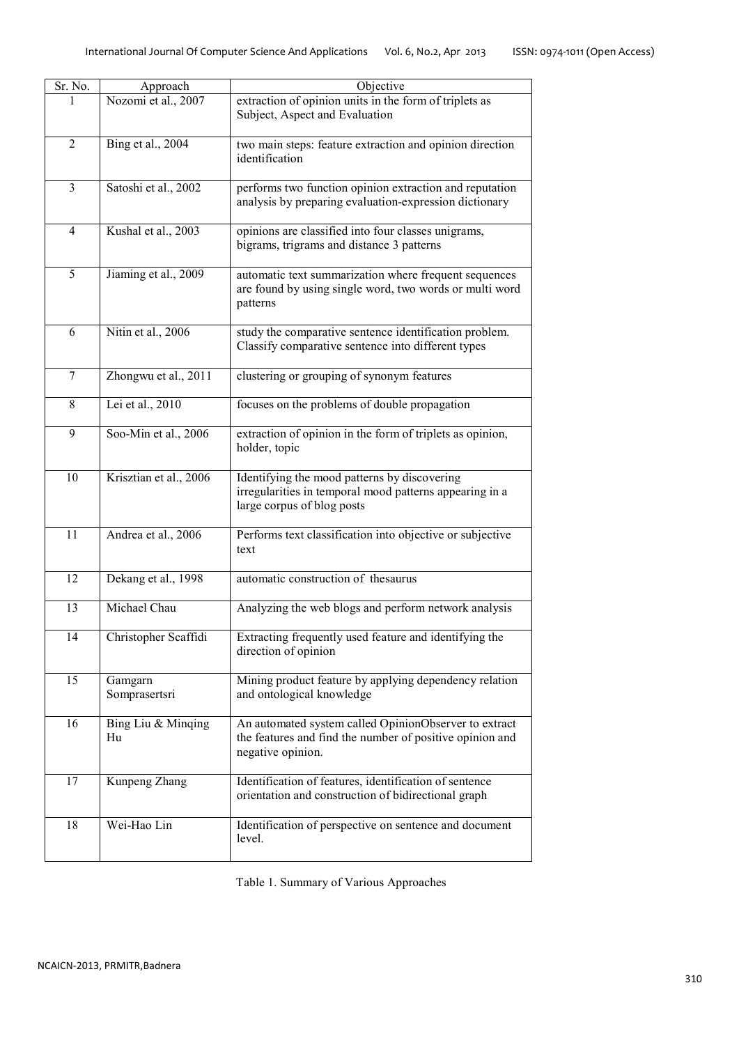| Sr. No. | Approach | Objective |
|---|---|---|
| 1 | Nozomi et al., 2007 | extraction of opinion units in the form of triplets as Subject, Aspect and Evaluation |
| 2 | Bing et al., 2004 | two main steps: feature extraction and opinion direction identification |
| 3 | Satoshi et al., 2002 | performs two function opinion extraction and reputation analysis by preparing evaluation-expression dictionary |
| 4 | Kushal et al., 2003 | opinions are classified into four classes unigrams, bigrams, trigrams and distance 3 patterns |
| 5 | Jiaming et al., 2009 | automatic text summarization where frequent sequences are found by using single word, two words or multi word patterns |
| 6 | Nitin et al., 2006 | study the comparative sentence identification problem. Classify comparative sentence into different types |
| 7 | Zhongwu et al., 2011 | clustering or grouping of synonym features |
| 8 | Lei et al., 2010 | focuses on the problems of double propagation |
| 9 | Soo-Min et al., 2006 | extraction of opinion in the form of triplets as opinion, holder, topic |
| 10 | Krisztian et al., 2006 | Identifying the mood patterns by discovering irregularities in temporal mood patterns appearing in a large corpus of blog posts |
| 11 | Andrea et al., 2006 | Performs text classification into objective or subjective text |
| 12 | Dekang et al., 1998 | automatic construction of thesaurus |
| 13 | Michael Chau | Analyzing the web blogs and perform network analysis |
| 14 | Christopher Scaffidi | Extracting frequently used feature and identifying the direction of opinion |
| 15 | Gamgarn Somprasertsri | Mining product feature by applying dependency relation and ontological knowledge |
| 16 | Bing Liu & Minqing Hu | An automated system called OpinionObserver to extract the features and find the number of positive opinion and negative opinion. |
| 17 | Kunpeng Zhang | Identification of features, identification of sentence orientation and construction of bidirectional graph |
| 18 | Wei-Hao Lin | Identification of perspective on sentence and document level. |

Table 1. Summary of Various Approaches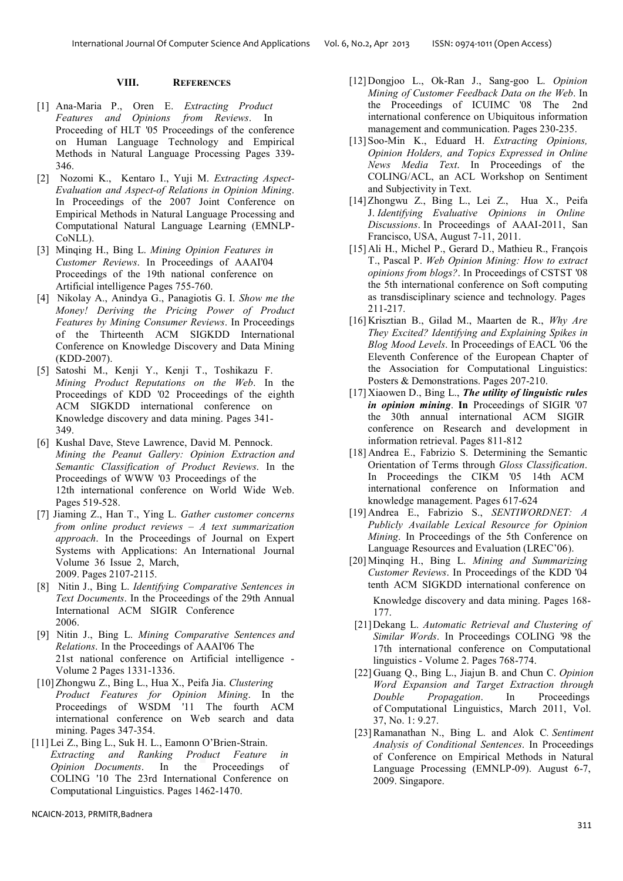## VIII. REFERENCES

[1] Ana-Maria P., Oren E. *Extracting Product Features and Opinions from Reviews*. In Proceeding of HLT '05 Proceedings of the conference on Human Language Technology and Empirical Methods in Natural Language Processing Pages 339-346.

[2] Nozomi K., Kentaro I., Yuji M. *Extracting Aspect-Evaluation and Aspect-of Relations in Opinion Mining*. In Proceedings of the 2007 Joint Conference on Empirical Methods in Natural Language Processing and Computational Natural Language Learning (EMNLP-CoNLL).

[3] Minqing H., Bing L. *Mining Opinion Features in Customer Reviews*. In Proceedings of AAAI'04 Proceedings of the 19th national conference on Artificial intelligence Pages 755-760.

[4] Nikolay A., Anindya G., Panagiotis G. I. *Show me the Money! Deriving the Pricing Power of Product Features by Mining Consumer Reviews*. In Proceedings of the Thirteenth ACM SIGKDD International Conference on Knowledge Discovery and Data Mining (KDD-2007).

[5] Satoshi M., Kenji Y., Kenji T., Toshikazu F. *Mining Product Reputations on the Web*. In the Proceedings of KDD '02 Proceedings of the eighth ACM SIGKDD international conference on Knowledge discovery and data mining. Pages 341-349.

[6] Kushal Dave, Steve Lawrence, David M. Pennock. *Mining the Peanut Gallery: Opinion Extraction and Semantic Classification of Product Reviews*. In the Proceedings of WWW '03 Proceedings of the 12th international conference on World Wide Web. Pages 519-528.

[7] Jiaming Z., Han T., Ying L. *Gather customer concerns from online product reviews – A text summarization approach*. In the Proceedings of Journal on Expert Systems with Applications: An International Journal Volume 36 Issue 2, March, 2009. Pages 2107-2115.

[8] Nitin J., Bing L. *Identifying Comparative Sentences in Text Documents*. In the Proceedings of the 29th Annual International ACM SIGIR Conference 2006.

[9] Nitin J., Bing L. *Mining Comparative Sentences and Relations*. In the Proceedings of AAAI'06 The 21st national conference on Artificial intelligence - Volume 2 Pages 1331-1336.

[10] Zhongwu Z., Bing L., Hua X., Peifa Jia. *Clustering Product Features for Opinion Mining*. In the Proceedings of WSDM '11 The fourth ACM international conference on Web search and data mining. Pages 347-354.

[11] Lei Z., Bing L., Suk H. L., Eamonn O'Brien-Strain. *Extracting and Ranking Product Feature in Opinion Documents*. In the Proceedings of COLING '10 The 23rd International Conference on Computational Linguistics. Pages 1462-1470.

[12] Dongjoo L., Ok-Ran J., Sang-goo L. *Opinion Mining of Customer Feedback Data on the Web*. In the Proceedings of ICUIMC '08 The 2nd international conference on Ubiquitous information management and communication. Pages 230-235.

[13] Soo-Min K., Eduard H. *Extracting Opinions, Opinion Holders, and Topics Expressed in Online News Media Text*. In Proceedings of the COLING/ACL, an ACL Workshop on Sentiment and Subjectivity in Text.

[14] Zhongwu Z., Bing L., Lei Z., Hua X., Peifa J. *Identifying Evaluative Opinions in Online Discussions*. In Proceedings of AAAI-2011, San Francisco, USA, August 7-11, 2011.

[15] Ali H., Michel P., Gerard D., Mathieu R., François T., Pascal P. *Web Opinion Mining: How to extract opinions from blogs?*. In Proceedings of CSTST '08 the 5th international conference on Soft computing as transdisciplinary science and technology. Pages 211-217.

[16] Krisztian B., Gilad M., Maarten de R., *Why Are They Excited? Identifying and Explaining Spikes in Blog Mood Levels*. In Proceedings of EACL '06 the Eleventh Conference of the European Chapter of the Association for Computational Linguistics: Posters & Demonstrations. Pages 207-210.

[17] Xiaowen D., Bing L., ***The utility of linguistic rules in opinion mining***. **In** Proceedings of SIGIR '07 the 30th annual international ACM SIGIR conference on Research and development in information retrieval. Pages 811-812

[18] Andrea E., Fabrizio S. Determining the Semantic Orientation of Terms through *Gloss Classification*. In Proceedings the CIKM '05 14th ACM international conference on Information and knowledge management. Pages 617-624

[19] Andrea E., Fabrizio S., *SENTIWORDNET: A Publicly Available Lexical Resource for Opinion Mining*. In Proceedings of the 5th Conference on Language Resources and Evaluation (LREC'06).

[20] Minqing H., Bing L. *Mining and Summarizing Customer Reviews*. In Proceedings of the KDD '04 tenth ACM SIGKDD international conference on Knowledge discovery and data mining. Pages 168-177.

[21] Dekang L. *Automatic Retrieval and Clustering of Similar Words*. In Proceedings COLING '98 the 17th international conference on Computational linguistics - Volume 2. Pages 768-774.

[22] Guang Q., Bing L., Jiajun B. and Chun C. *Opinion Word Expansion and Target Extraction through Double Propagation*. In Proceedings of Computational Linguistics, March 2011, Vol. 37, No. 1: 9.27.

[23] Ramanathan N., Bing L. and Alok C. *Sentiment Analysis of Conditional Sentences*. In Proceedings of Conference on Empirical Methods in Natural Language Processing (EMNLP-09). August 6-7, 2009. Singapore.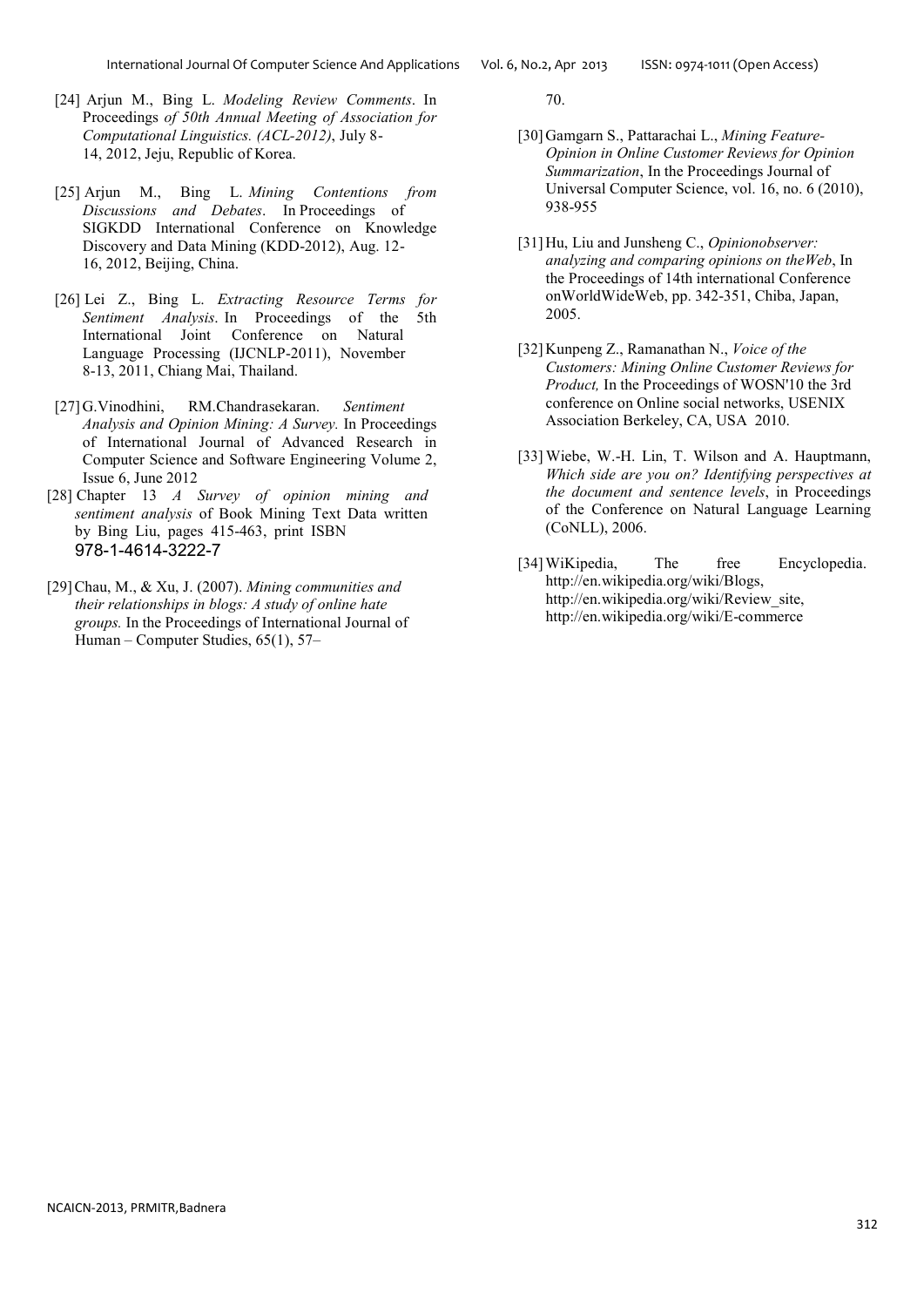[24] Arjun M., Bing L. *Modeling Review Comments*. In Proceedings *of 50th Annual Meeting of Association for Computational Linguistics. (ACL-2012)*, July 8-14, 2012, Jeju, Republic of Korea.

[25] Arjun M., Bing L. *Mining Contentions from Discussions and Debates*. In Proceedings of SIGKDD International Conference on Knowledge Discovery and Data Mining (KDD-2012), Aug. 12-16, 2012, Beijing, China.

[26] Lei Z., Bing L. *Extracting Resource Terms for Sentiment Analysis*. In Proceedings of the 5th International Joint Conference on Natural Language Processing (IJCNLP-2011), November 8-13, 2011, Chiang Mai, Thailand.

[27] G.Vinodhini, RM.Chandrasekaran. *Sentiment Analysis and Opinion Mining: A Survey.* In Proceedings of International Journal of Advanced Research in Computer Science and Software Engineering Volume 2, Issue 6, June 2012

[28] Chapter 13 *A Survey of opinion mining and sentiment analysis* of Book Mining Text Data written by Bing Liu, pages 415-463, print ISBN 978-1-4614-3222-7

[29] Chau, M., & Xu, J. (2007). *Mining communities and their relationships in blogs: A study of online hate groups.* In the Proceedings of International Journal of Human – Computer Studies, 65(1), 57–70.

[30] Gamgarn S., Pattarachai L., *Mining Feature-Opinion in Online Customer Reviews for Opinion Summarization*, In the Proceedings Journal of Universal Computer Science, vol. 16, no. 6 (2010), 938-955

[31] Hu, Liu and Junsheng C., *Opinionobserver: analyzing and comparing opinions on theWeb*, In the Proceedings of 14th international Conference onWorldWideWeb, pp. 342-351, Chiba, Japan, 2005.

[32] Kunpeng Z., Ramanathan N., *Voice of the Customers: Mining Online Customer Reviews for Product,* In the Proceedings of WOSN'10 the 3rd conference on Online social networks, USENIX Association Berkeley, CA, USA 2010.

[33] Wiebe, W.-H. Lin, T. Wilson and A. Hauptmann, *Which side are you on? Identifying perspectives at the document and sentence levels*, in Proceedings of the Conference on Natural Language Learning (CoNLL), 2006.

[34] WiKipedia, The free Encyclopedia. http://en.wikipedia.org/wiki/Blogs, http://en.wikipedia.org/wiki/Review_site, http://en.wikipedia.org/wiki/E-commerce